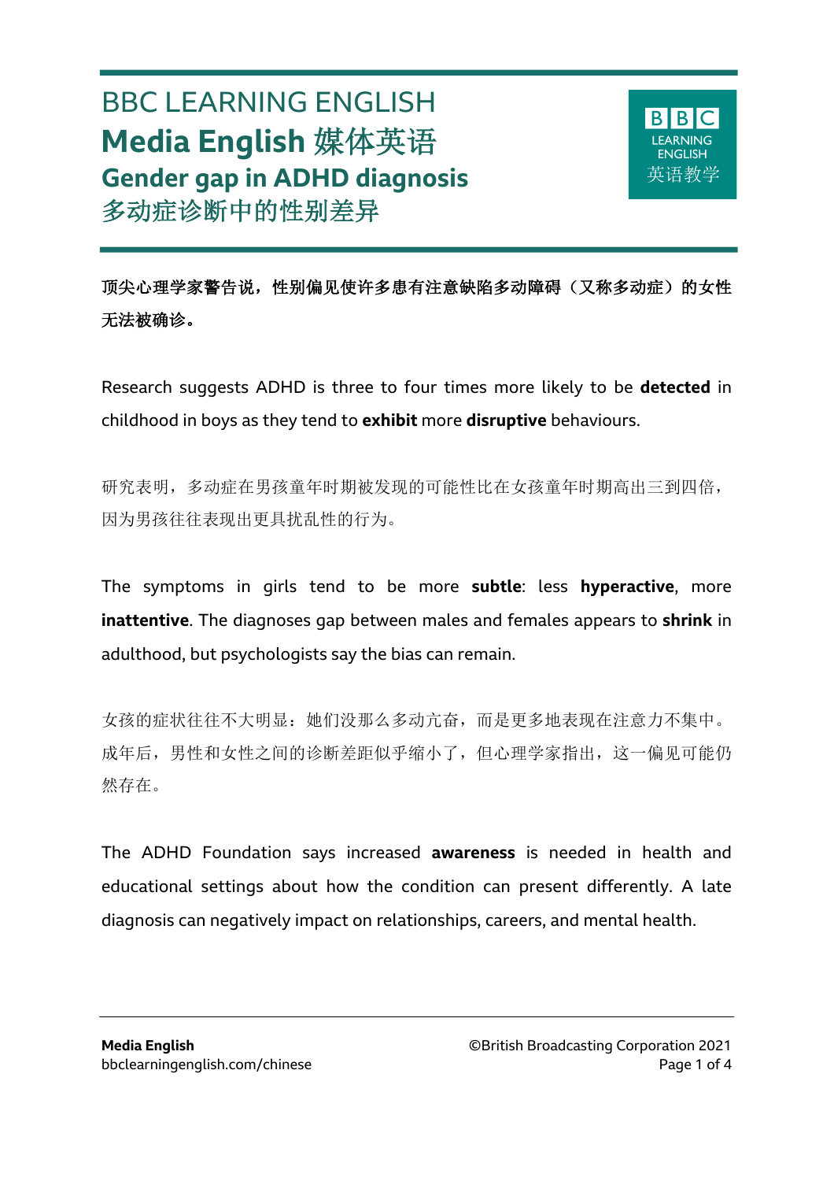# BBC LEARNING ENGLISH

## Media English 媒体英语

### Gender gap in ADHD diagnosis

### 多动症诊断中的性别差异

**顶尖心理学家警告说，性别偏见使许多患有注意缺陷多动障碍（又称多动症）的女性无法被确诊。**

Research suggests ADHD is three to four times more likely to be **detected** in childhood in boys as they tend to **exhibit** more **disruptive** behaviours.

研究表明，多动症在男孩童年时期被发现的可能性比在女孩童年时期高出三到四倍，因为男孩往往表现出更具扰乱性的行为。

The symptoms in girls tend to be more **subtle**: less **hyperactive**, more **inattentive**. The diagnoses gap between males and females appears to **shrink** in adulthood, but psychologists say the bias can remain.

女孩的症状往往不大明显：她们没那么多动亢奋，而是更多地表现在注意力不集中。成年后，男性和女性之间的诊断差距似乎缩小了，但心理学家指出，这一偏见可能仍然存在。

The ADHD Foundation says increased **awareness** is needed in health and educational settings about how the condition can present differently. A late diagnosis can negatively impact on relationships, careers, and mental health.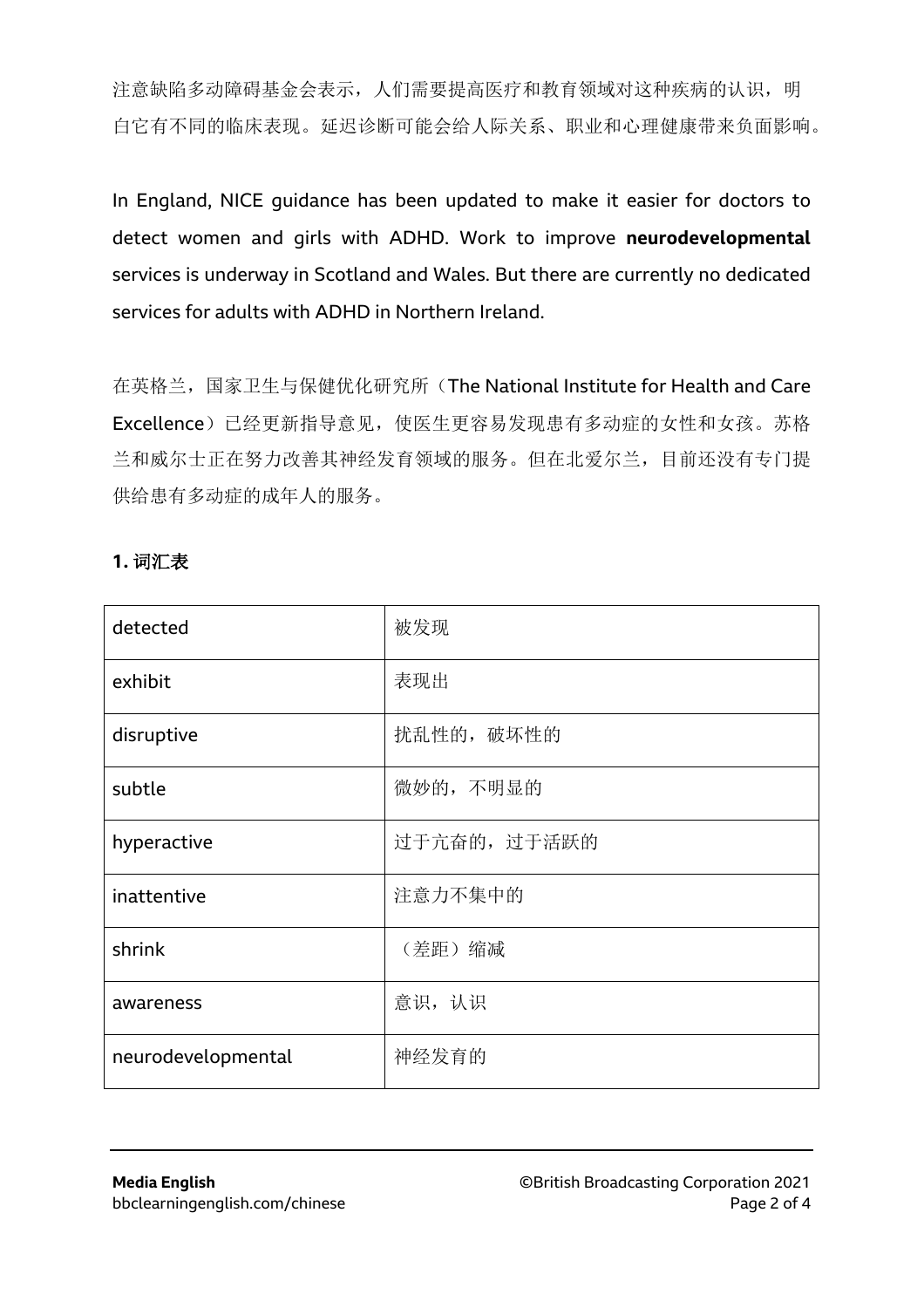注意缺陷多动障碍基金会表示，人们需要提高医疗和教育领域对这种疾病的认识，明白它有不同的临床表现。延迟诊断可能会给人际关系、职业和心理健康带来负面影响。

In England, NICE guidance has been updated to make it easier for doctors to detect women and girls with ADHD. Work to improve **neurodevelopmental** services is underway in Scotland and Wales. But there are currently no dedicated services for adults with ADHD in Northern Ireland.

在英格兰，国家卫生与保健优化研究所（The National Institute for Health and Care Excellence）已经更新指导意见，使医生更容易发现患有多动症的女性和女孩。苏格兰和威尔士正在努力改善其神经发育领域的服务。但在北爱尔兰，目前还没有专门提供给患有多动症的成年人的服务。

**1. 词汇表**

| detected | 被发现 |
|---|---|
| exhibit | 表现出 |
| disruptive | 扰乱性的，破坏性的 |
| subtle | 微妙的，不明显的 |
| hyperactive | 过于亢奋的，过于活跃的 |
| inattentive | 注意力不集中的 |
| shrink | （差距）缩减 |
| awareness | 意识，认识 |
| neurodevelopmental | 神经发育的 |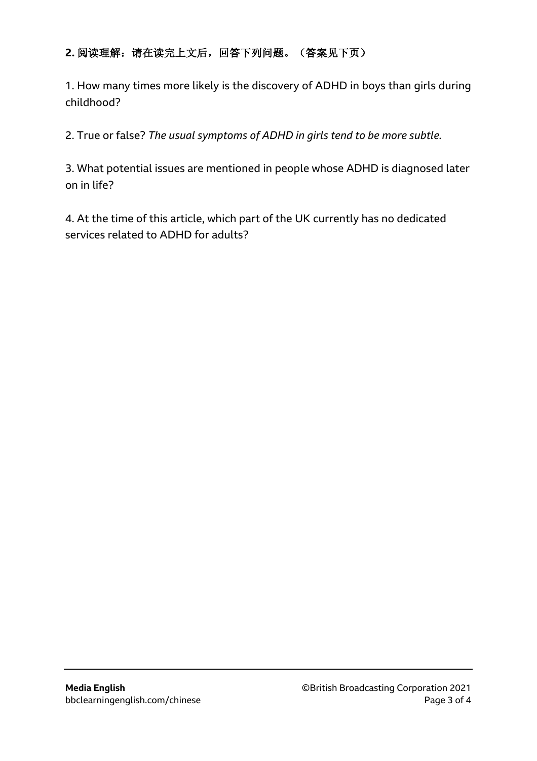**2.** **阅读理解：请在读完上文后，回答下列问题。（答案见下页）**

1. How many times more likely is the discovery of ADHD in boys than girls during childhood?

2. True or false? *The usual symptoms of ADHD in girls tend to be more subtle.*

3. What potential issues are mentioned in people whose ADHD is diagnosed later on in life?

4. At the time of this article, which part of the UK currently has no dedicated services related to ADHD for adults?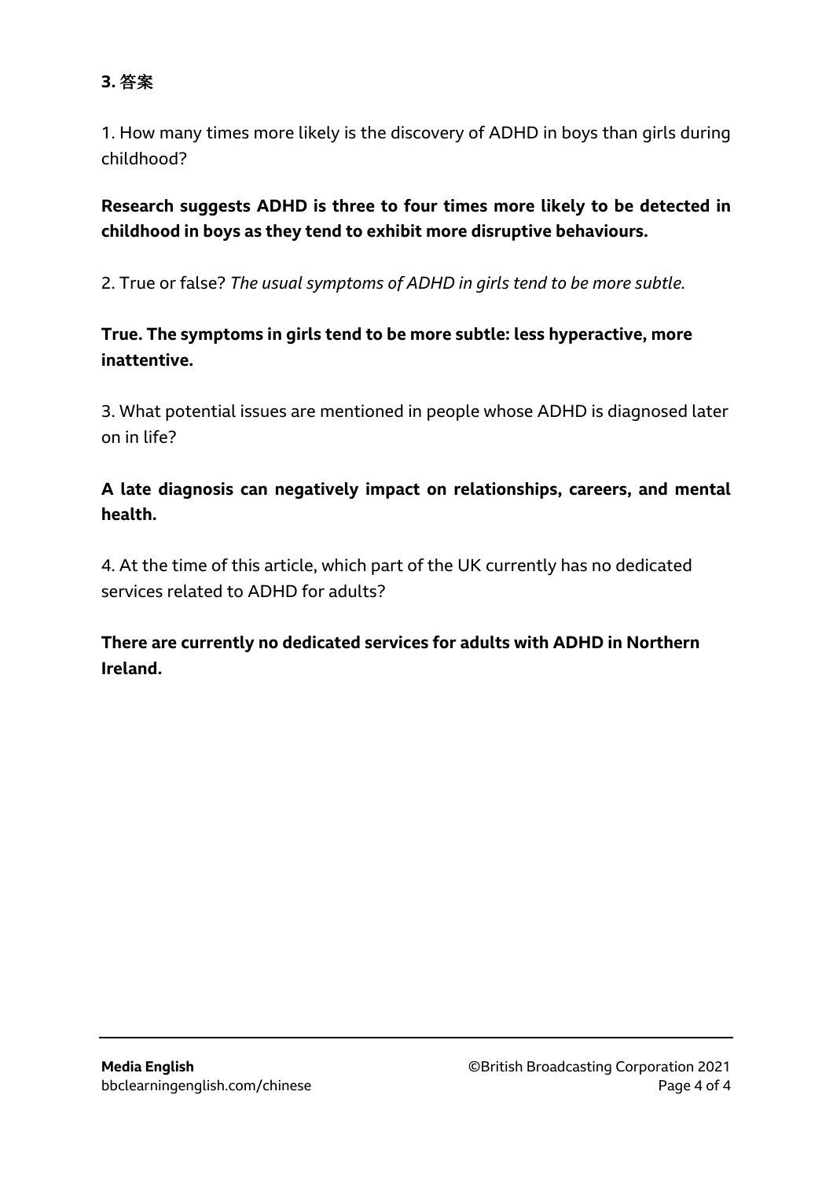### 3. 答案

1. How many times more likely is the discovery of ADHD in boys than girls during childhood?

**Research suggests ADHD is three to four times more likely to be detected in childhood in boys as they tend to exhibit more disruptive behaviours.**

2. True or false? *The usual symptoms of ADHD in girls tend to be more subtle.*

**True. The symptoms in girls tend to be more subtle: less hyperactive, more inattentive.**

3. What potential issues are mentioned in people whose ADHD is diagnosed later on in life?

**A late diagnosis can negatively impact on relationships, careers, and mental health.**

4. At the time of this article, which part of the UK currently has no dedicated services related to ADHD for adults?

**There are currently no dedicated services for adults with ADHD in Northern Ireland.**